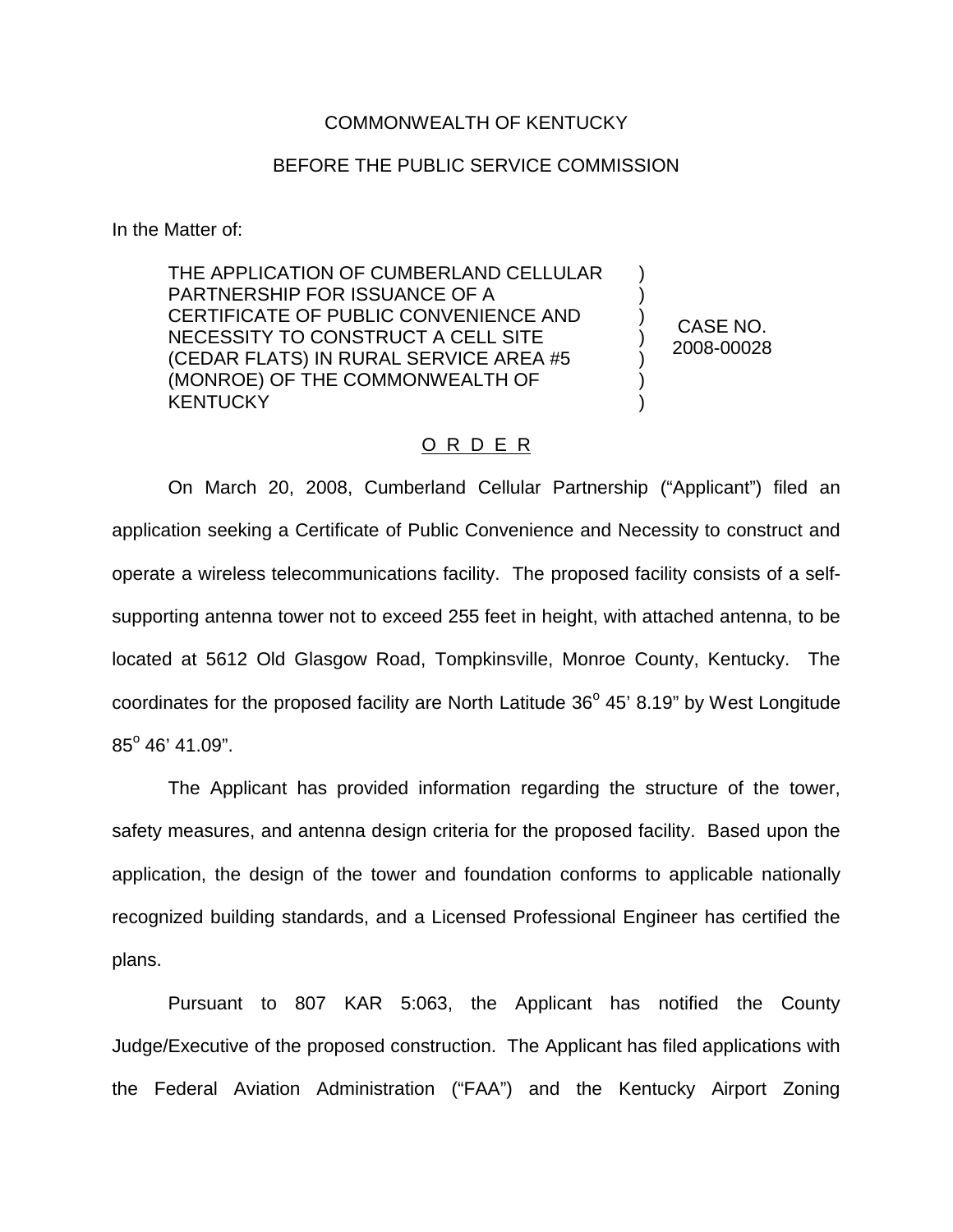COMMONWEALTH OF KENTUCKY

BEFORE THE PUBLIC SERVICE COMMISSION

In the Matter of:

| | | |
|---|---|---|
| THE APPLICATION OF CUMBERLAND CELLULAR PARTNERSHIP FOR ISSUANCE OF A CERTIFICATE OF PUBLIC CONVENIENCE AND NECESSITY TO CONSTRUCT A CELL SITE (CEDAR FLATS) IN RURAL SERVICE AREA #5 (MONROE) OF THE COMMONWEALTH OF KENTUCKY | ) ) ) ) ) ) ) | CASE NO. 2008-00028 |

## O R D E R

On March 20, 2008, Cumberland Cellular Partnership ("Applicant") filed an application seeking a Certificate of Public Convenience and Necessity to construct and operate a wireless telecommunications facility. The proposed facility consists of a self-supporting antenna tower not to exceed 255 feet in height, with attached antenna, to be located at 5612 Old Glasgow Road, Tompkinsville, Monroe County, Kentucky. The coordinates for the proposed facility are North Latitude 36° 45' 8.19" by West Longitude 85° 46' 41.09".

The Applicant has provided information regarding the structure of the tower, safety measures, and antenna design criteria for the proposed facility. Based upon the application, the design of the tower and foundation conforms to applicable nationally recognized building standards, and a Licensed Professional Engineer has certified the plans.

Pursuant to 807 KAR 5:063, the Applicant has notified the County Judge/Executive of the proposed construction. The Applicant has filed applications with the Federal Aviation Administration ("FAA") and the Kentucky Airport Zoning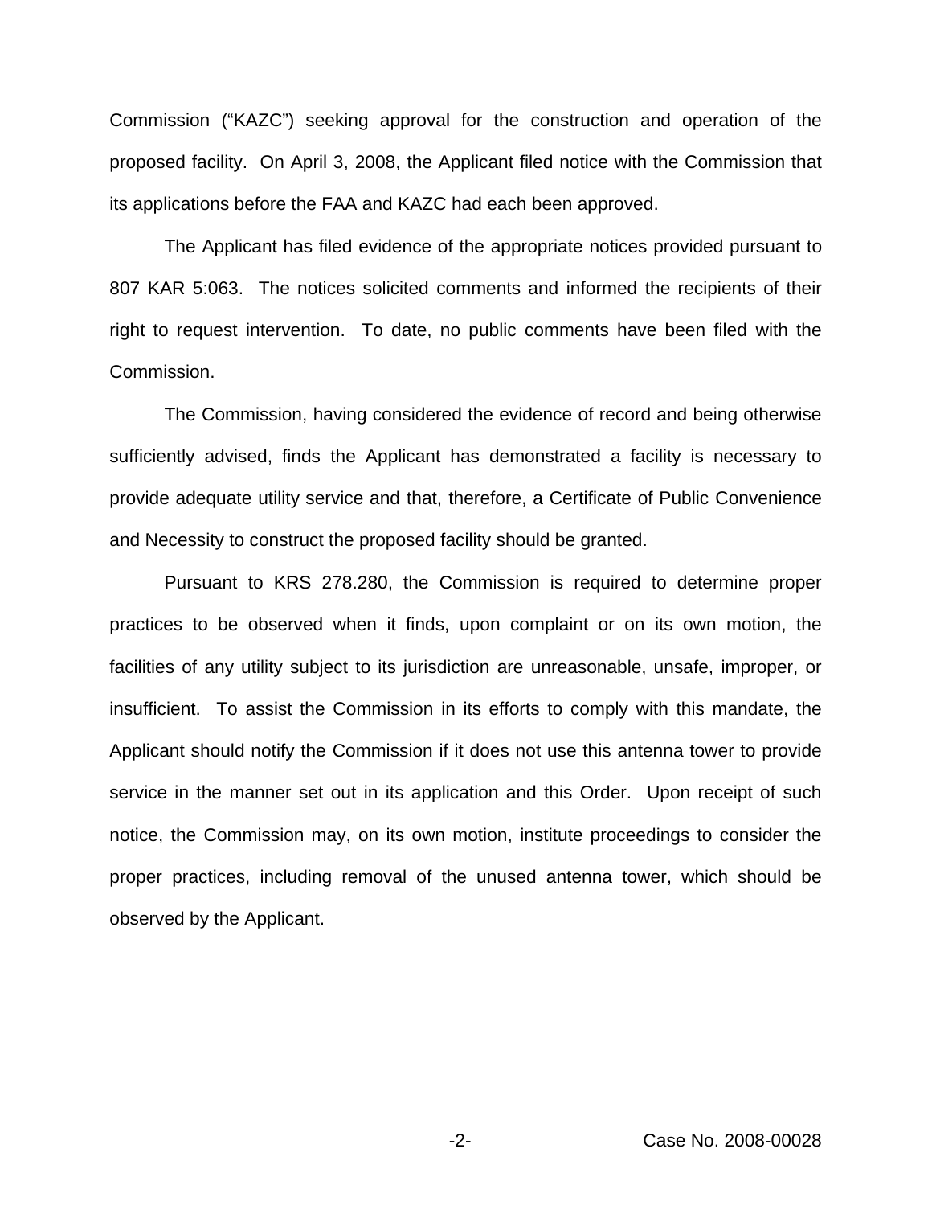Commission ("KAZC") seeking approval for the construction and operation of the proposed facility. On April 3, 2008, the Applicant filed notice with the Commission that its applications before the FAA and KAZC had each been approved.

The Applicant has filed evidence of the appropriate notices provided pursuant to 807 KAR 5:063. The notices solicited comments and informed the recipients of their right to request intervention. To date, no public comments have been filed with the Commission.

The Commission, having considered the evidence of record and being otherwise sufficiently advised, finds the Applicant has demonstrated a facility is necessary to provide adequate utility service and that, therefore, a Certificate of Public Convenience and Necessity to construct the proposed facility should be granted.

Pursuant to KRS 278.280, the Commission is required to determine proper practices to be observed when it finds, upon complaint or on its own motion, the facilities of any utility subject to its jurisdiction are unreasonable, unsafe, improper, or insufficient. To assist the Commission in its efforts to comply with this mandate, the Applicant should notify the Commission if it does not use this antenna tower to provide service in the manner set out in its application and this Order. Upon receipt of such notice, the Commission may, on its own motion, institute proceedings to consider the proper practices, including removal of the unused antenna tower, which should be observed by the Applicant.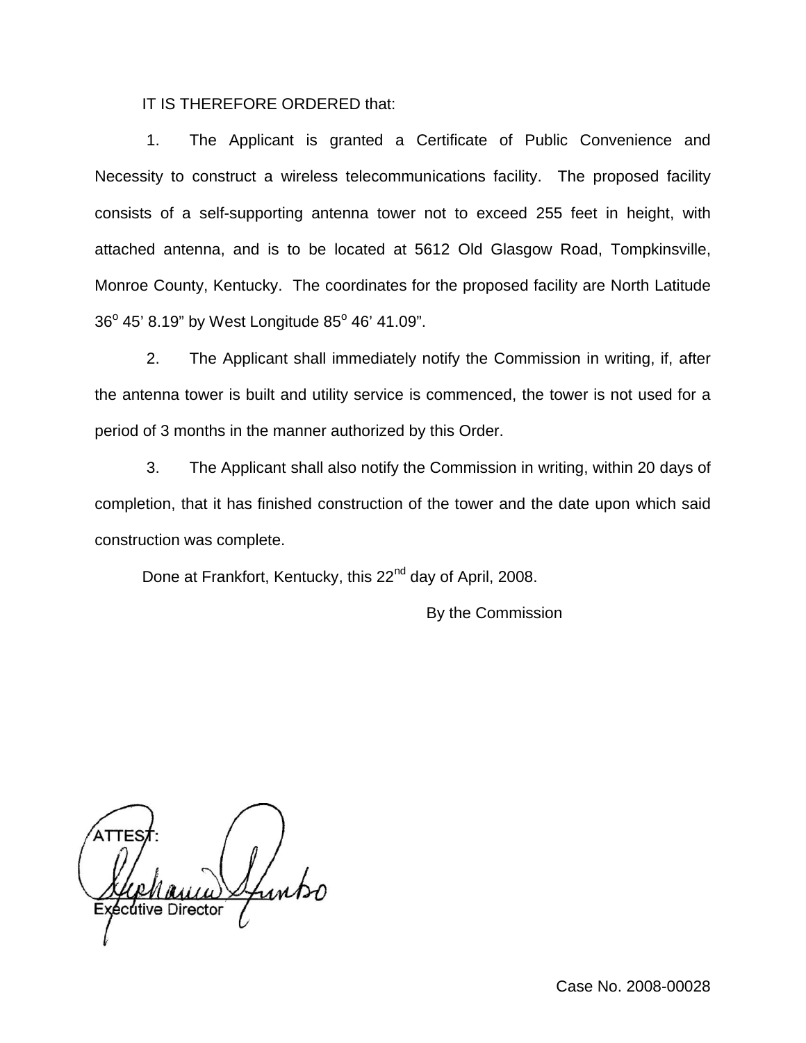IT IS THEREFORE ORDERED that:

1. The Applicant is granted a Certificate of Public Convenience and Necessity to construct a wireless telecommunications facility. The proposed facility consists of a self-supporting antenna tower not to exceed 255 feet in height, with attached antenna, and is to be located at 5612 Old Glasgow Road, Tompkinsville, Monroe County, Kentucky. The coordinates for the proposed facility are North Latitude 36° 45' 8.19" by West Longitude 85° 46' 41.09".

2. The Applicant shall immediately notify the Commission in writing, if, after the antenna tower is built and utility service is commenced, the tower is not used for a period of 3 months in the manner authorized by this Order.

3. The Applicant shall also notify the Commission in writing, within 20 days of completion, that it has finished construction of the tower and the date upon which said construction was complete.

Done at Frankfort, Kentucky, this 22nd day of April, 2008.

By the Commission

ATTEST:

Executive Director

Case No. 2008-00028